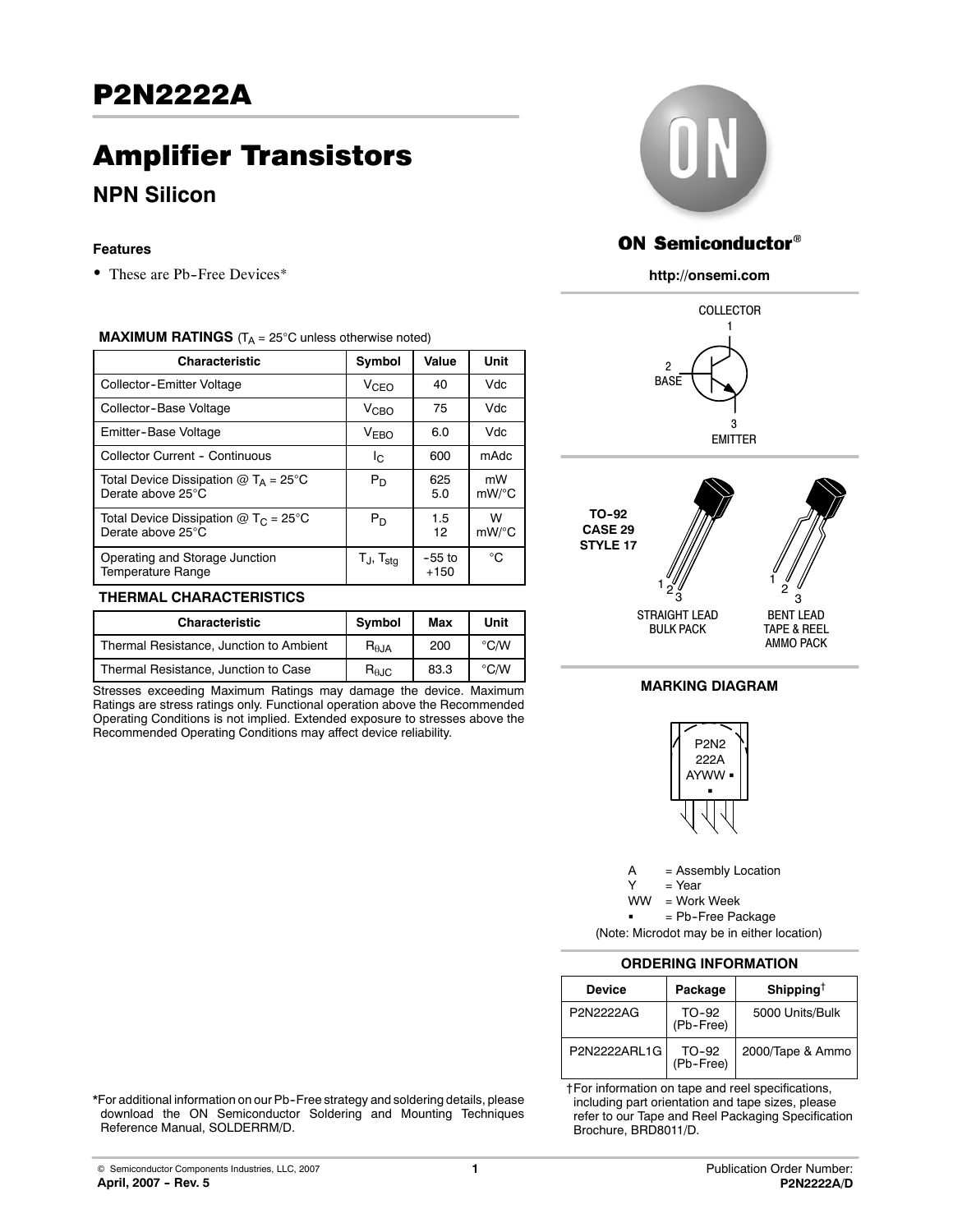# P2N2222A

# Amplifier Transistors

## NPN Silicon

### Features

- These are Pb-Free Devices*

**MAXIMUM RATINGS** ($T_A$ = 25°C unless otherwise noted)

| Characteristic | Symbol | Value | Unit |
|---|---|---|---|
| Collector-Emitter Voltage | $V_{CEO}$ | 40 | Vdc |
| Collector-Base Voltage | $V_{CBO}$ | 75 | Vdc |
| Emitter-Base Voltage | $V_{EBO}$ | 6.0 | Vdc |
| Collector Current - Continuous | $I_C$ | 600 | mAdc |
| Total Device Dissipation @ $T_A$ = 25°C<br>Derate above 25°C | $P_D$ | 625<br>5.0 | mW<br>mW/°C |
| Total Device Dissipation @ $T_C$ = 25°C<br>Derate above 25°C | $P_D$ | 1.5<br>12 | W<br>mW/°C |
| Operating and Storage Junction Temperature Range | $T_J$, $T_{stg}$ | -55 to +150 | °C |

**THERMAL CHARACTERISTICS**

| Characteristic | Symbol | Max | Unit |
|---|---|---|---|
| Thermal Resistance, Junction to Ambient | $R_{\theta JA}$ | 200 | °C/W |
| Thermal Resistance, Junction to Case | $R_{\theta JC}$ | 83.3 | °C/W |

Stresses exceeding Maximum Ratings may damage the device. Maximum Ratings are stress ratings only. Functional operation above the Recommended Operating Conditions is not implied. Extended exposure to stresses above the Recommended Operating Conditions may affect device reliability.

*For additional information on our Pb-Free strategy and soldering details, please download the ON Semiconductor Soldering and Mounting Techniques Reference Manual, SOLDERRM/D.

**ON Semiconductor®**

**http://onsemi.com**

COLLECTOR 1

2 BASE

3 EMITTER

**TO-92 CASE 29 STYLE 17**

STRAIGHT LEAD BULK PACK

BENT LEAD TAPE & REEL AMMO PACK

**MARKING DIAGRAM**

P2N2
222A
AYWW ▪
▪

A = Assembly Location
Y = Year
WW = Work Week
▪ = Pb-Free Package
(Note: Microdot may be in either location)

**ORDERING INFORMATION**

| Device | Package | Shipping† |
|---|---|---|
| P2N2222AG | TO-92 (Pb-Free) | 5000 Units/Bulk |
| P2N2222ARL1G | TO-92 (Pb-Free) | 2000/Tape & Ammo |

†For information on tape and reel specifications, including part orientation and tape sizes, please refer to our Tape and Reel Packaging Specification Brochure, BRD8011/D.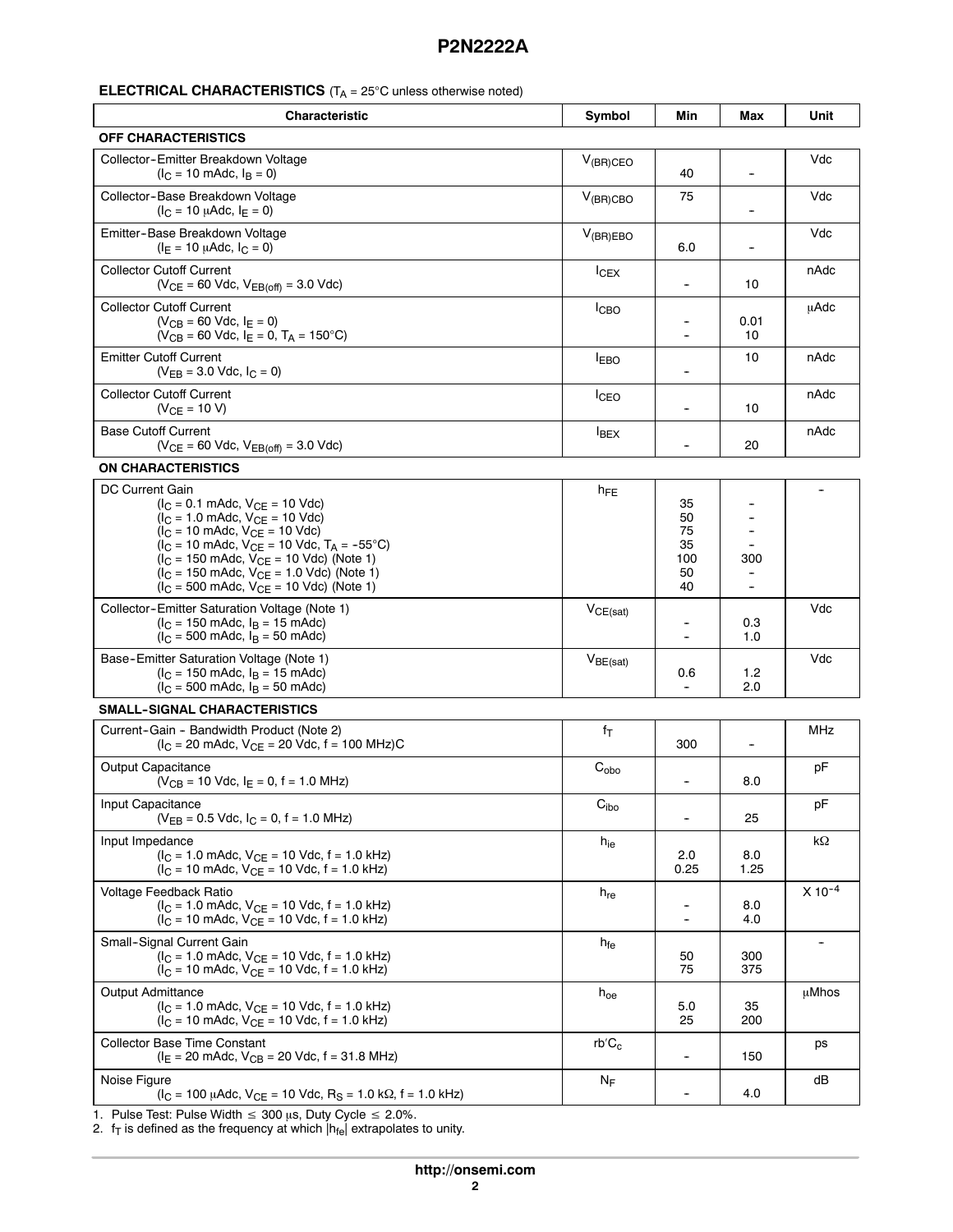## ELECTRICAL CHARACTERISTICS ($T_A$ = 25°C unless otherwise noted)

| Characteristic | Symbol | Min | Max | Unit |
|---|---|---|---|---|
| **OFF CHARACTERISTICS** | | | | |
| Collector-Emitter Breakdown Voltage ($I_C$ = 10 mAdc, $I_B$ = 0) | $V_{(BR)CEO}$ | 40 | - | Vdc |
| Collector-Base Breakdown Voltage ($I_C$ = 10 μAdc, $I_E$ = 0) | $V_{(BR)CBO}$ | 75 | - | Vdc |
| Emitter-Base Breakdown Voltage ($I_E$ = 10 μAdc, $I_C$ = 0) | $V_{(BR)EBO}$ | 6.0 | - | Vdc |
| Collector Cutoff Current ($V_{CE}$ = 60 Vdc, $V_{EB(off)}$ = 3.0 Vdc) | $I_{CEX}$ | - | 10 | nAdc |
| Collector Cutoff Current<br>($V_{CB}$ = 60 Vdc, $I_E$ = 0)<br>($V_{CB}$ = 60 Vdc, $I_E$ = 0, $T_A$ = 150°C) | $I_{CBO}$ | -<br>- | 0.01<br>10 | μAdc |
| Emitter Cutoff Current ($V_{EB}$ = 3.0 Vdc, $I_C$ = 0) | $I_{EBO}$ | - | 10 | nAdc |
| Collector Cutoff Current ($V_{CE}$ = 10 V) | $I_{CEO}$ | - | 10 | nAdc |
| Base Cutoff Current ($V_{CE}$ = 60 Vdc, $V_{EB(off)}$ = 3.0 Vdc) | $I_{BEX}$ | - | 20 | nAdc |
| **ON CHARACTERISTICS** | | | | |
| DC Current Gain<br>($I_C$ = 0.1 mAdc, $V_{CE}$ = 10 Vdc)<br>($I_C$ = 1.0 mAdc, $V_{CE}$ = 10 Vdc)<br>($I_C$ = 10 mAdc, $V_{CE}$ = 10 Vdc)<br>($I_C$ = 10 mAdc, $V_{CE}$ = 10 Vdc, $T_A$ = -55°C)<br>($I_C$ = 150 mAdc, $V_{CE}$ = 10 Vdc) (Note 1)<br>($I_C$ = 150 mAdc, $V_{CE}$ = 1.0 Vdc) (Note 1)<br>($I_C$ = 500 mAdc, $V_{CE}$ = 10 Vdc) (Note 1) | $h_{FE}$ | 35<br>50<br>75<br>35<br>100<br>50<br>40 | -<br>-<br>-<br>-<br>300<br>-<br>- | - |
| Collector-Emitter Saturation Voltage (Note 1)<br>($I_C$ = 150 mAdc, $I_B$ = 15 mAdc)<br>($I_C$ = 500 mAdc, $I_B$ = 50 mAdc) | $V_{CE(sat)}$ | -<br>- | 0.3<br>1.0 | Vdc |
| Base-Emitter Saturation Voltage (Note 1)<br>($I_C$ = 150 mAdc, $I_B$ = 15 mAdc)<br>($I_C$ = 500 mAdc, $I_B$ = 50 mAdc) | $V_{BE(sat)}$ | 0.6<br>- | 1.2<br>2.0 | Vdc |
| **SMALL-SIGNAL CHARACTERISTICS** | | | | |
| Current-Gain - Bandwidth Product (Note 2) ($I_C$ = 20 mAdc, $V_{CE}$ = 20 Vdc, f = 100 MHz)C | $f_T$ | 300 | - | MHz |
| Output Capacitance ($V_{CB}$ = 10 Vdc, $I_E$ = 0, f = 1.0 MHz) | $C_{obo}$ | - | 8.0 | pF |
| Input Capacitance ($V_{EB}$ = 0.5 Vdc, $I_C$ = 0, f = 1.0 MHz) | $C_{ibo}$ | - | 25 | pF |
| Input Impedance<br>($I_C$ = 1.0 mAdc, $V_{CE}$ = 10 Vdc, f = 1.0 kHz)<br>($I_C$ = 10 mAdc, $V_{CE}$ = 10 Vdc, f = 1.0 kHz) | $h_{ie}$ | 2.0<br>0.25 | 8.0<br>1.25 | kΩ |
| Voltage Feedback Ratio<br>($I_C$ = 1.0 mAdc, $V_{CE}$ = 10 Vdc, f = 1.0 kHz)<br>($I_C$ = 10 mAdc, $V_{CE}$ = 10 Vdc, f = 1.0 kHz) | $h_{re}$ | -<br>- | 8.0<br>4.0 | $X\ 10^{-4}$ |
| Small-Signal Current Gain<br>($I_C$ = 1.0 mAdc, $V_{CE}$ = 10 Vdc, f = 1.0 kHz)<br>($I_C$ = 10 mAdc, $V_{CE}$ = 10 Vdc, f = 1.0 kHz) | $h_{fe}$ | 50<br>75 | 300<br>375 | - |
| Output Admittance<br>($I_C$ = 1.0 mAdc, $V_{CE}$ = 10 Vdc, f = 1.0 kHz)<br>($I_C$ = 10 mAdc, $V_{CE}$ = 10 Vdc, f = 1.0 kHz) | $h_{oe}$ | 5.0<br>25 | 35<br>200 | μMhos |
| Collector Base Time Constant ($I_E$ = 20 mAdc, $V_{CB}$ = 20 Vdc, f = 31.8 MHz) | $rb'C_c$ | - | 150 | ps |
| Noise Figure ($I_C$ = 100 μAdc, $V_{CE}$ = 10 Vdc, $R_S$ = 1.0 kΩ, f = 1.0 kHz) | $N_F$ | - | 4.0 | dB |

1. Pulse Test: Pulse Width ≤ 300 μs, Duty Cycle ≤ 2.0%.
2. $f_T$ is defined as the frequency at which $|h_{fe}|$ extrapolates to unity.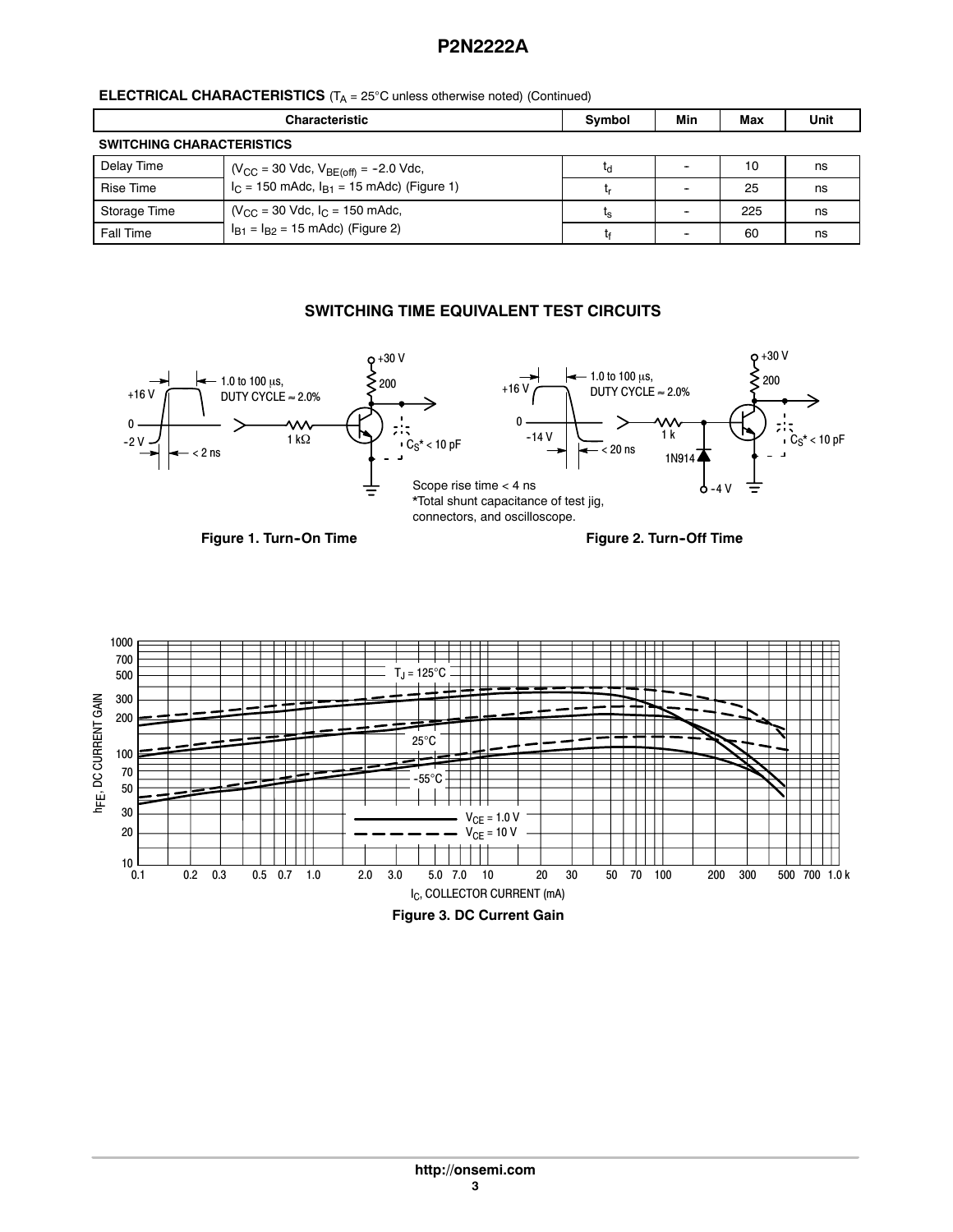**ELECTRICAL CHARACTERISTICS** ($T_A$ = 25°C unless otherwise noted) (Continued)

| Characteristic | | Symbol | Min | Max | Unit |
|---|---|---|---|---|---|
| **SWITCHING CHARACTERISTICS** | | | | | |
| Delay Time | ($V_{CC}$ = 30 Vdc, $V_{BE(off)}$ = -2.0 Vdc, $I_C$ = 150 mAdc, $I_{B1}$ = 15 mAdc) (Figure 1) | $t_d$ | - | 10 | ns |
| Rise Time | | $t_r$ | - | 25 | ns |
| Storage Time | ($V_{CC}$ = 30 Vdc, $I_C$ = 150 mAdc, $I_{B1}$ = $I_{B2}$ = 15 mAdc) (Figure 2) | $t_s$ | - | 225 | ns |
| Fall Time | | $t_f$ | - | 60 | ns |

## SWITCHING TIME EQUIVALENT TEST CIRCUITS

+30 V, 200, +16 V, 0, -2 V, < 2 ns, 1.0 to 100 μs, DUTY CYCLE ≈ 2.0%, 1 kΩ, $C_S$* < 10 pF

Scope rise time < 4 ns
*Total shunt capacitance of test jig, connectors, and oscilloscope.

Figure 1. Turn-On Time

+30 V, 200, +16 V, 0, -14 V, < 20 ns, 1.0 to 100 μs, DUTY CYCLE ≈ 2.0%, 1 k, 1N914, -4 V, $C_S$* < 10 pF

Figure 2. Turn-Off Time

$T_J$ = 125°C, 25°C, -55°C, $V_{CE}$ = 1.0 V, $V_{CE}$ = 10 V

$h_{FE}$, DC CURRENT GAIN

$I_C$, COLLECTOR CURRENT (mA)

Figure 3. DC Current Gain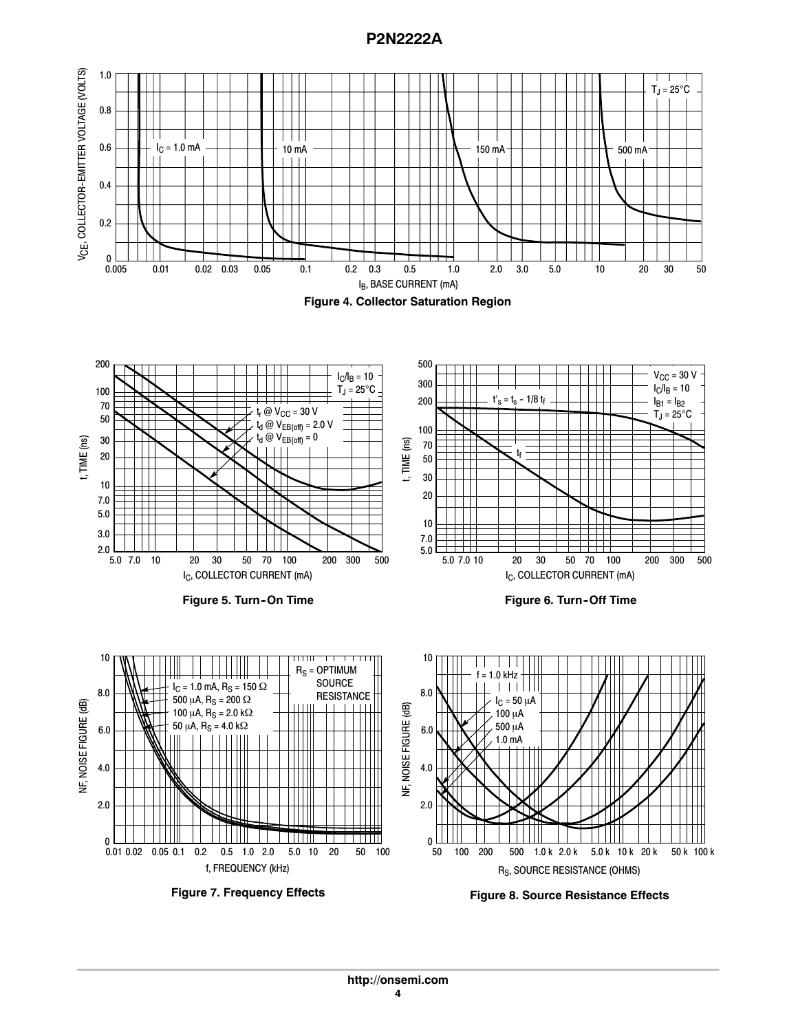Figure 4. Collector Saturation Region

Figure 5. Turn-On Time

Figure 6. Turn-Off Time

Figure 7. Frequency Effects

Figure 8. Source Resistance Effects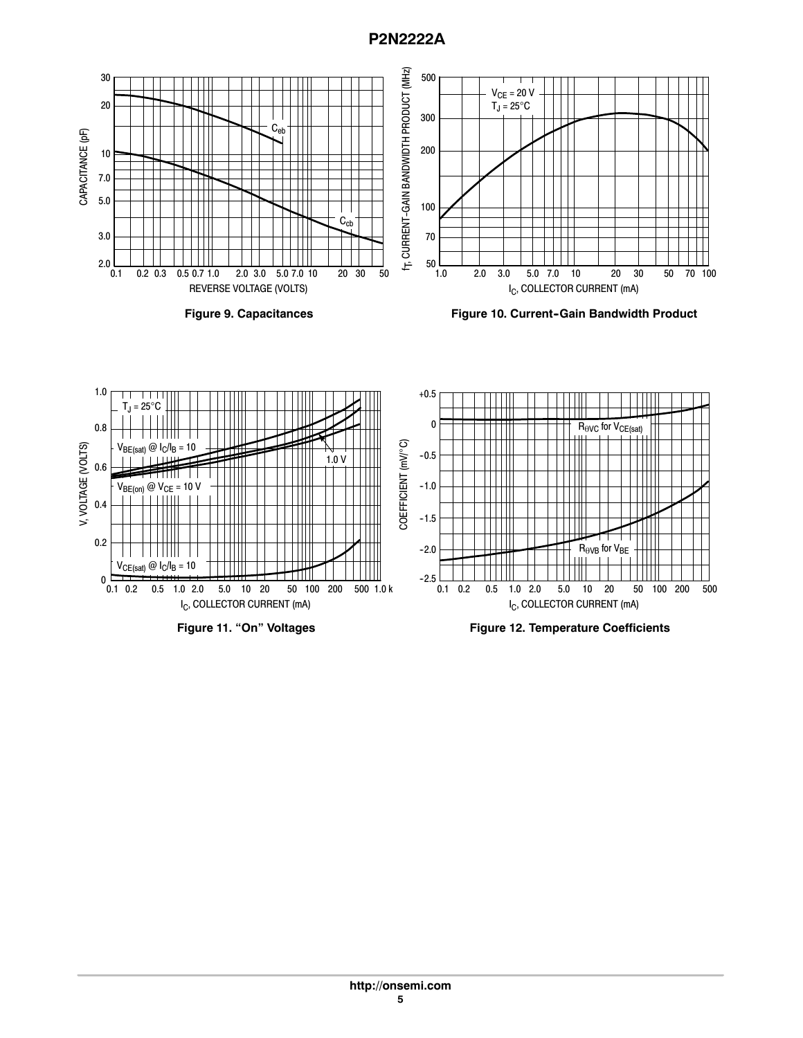Figure 9. Capacitances

Figure 10. Current-Gain Bandwidth Product

Figure 11. "On" Voltages

Figure 12. Temperature Coefficients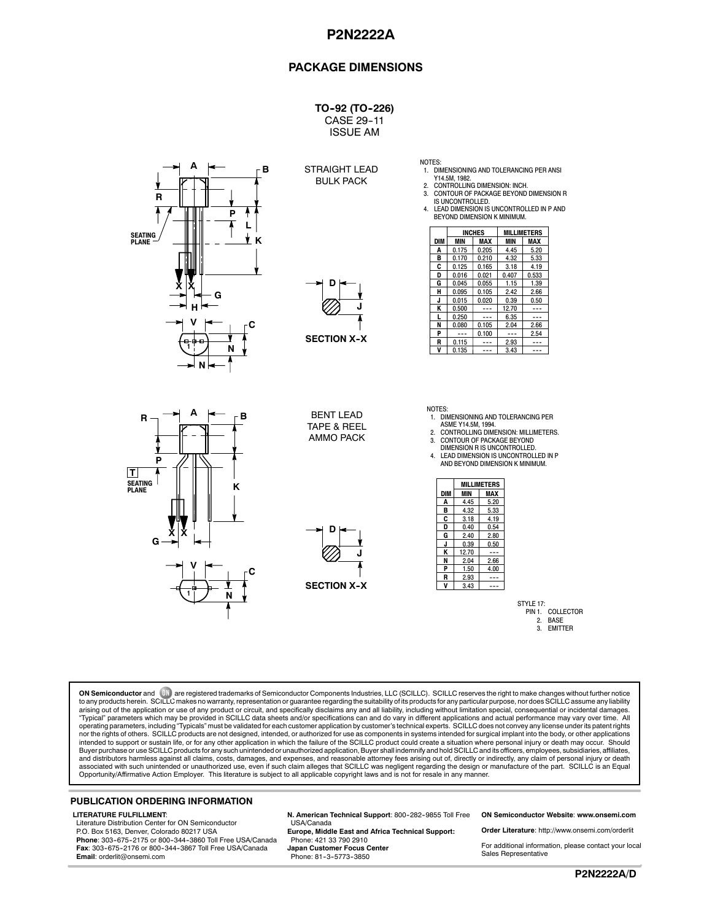## PACKAGE DIMENSIONS

**TO-92 (TO-226)**
CASE 29-11
ISSUE AM

STRAIGHT LEAD
BULK PACK

SECTION X-X

NOTES:
1. DIMENSIONING AND TOLERANCING PER ANSI Y14.5M, 1982.
2. CONTROLLING DIMENSION: INCH.
3. CONTOUR OF PACKAGE BEYOND DIMENSION R IS UNCONTROLLED.
4. LEAD DIMENSION IS UNCONTROLLED IN P AND BEYOND DIMENSION K MINIMUM.

| | INCHES | | MILLIMETERS | |
|---|---|---|---|---|
| DIM | MIN | MAX | MIN | MAX |
| A | 0.175 | 0.205 | 4.45 | 5.20 |
| B | 0.170 | 0.210 | 4.32 | 5.33 |
| C | 0.125 | 0.165 | 3.18 | 4.19 |
| D | 0.016 | 0.021 | 0.407 | 0.533 |
| G | 0.045 | 0.055 | 1.15 | 1.39 |
| H | 0.095 | 0.105 | 2.42 | 2.66 |
| J | 0.015 | 0.020 | 0.39 | 0.50 |
| K | 0.500 | --- | 12.70 | --- |
| L | 0.250 | --- | 6.35 | --- |
| N | 0.080 | 0.105 | 2.04 | 2.66 |
| P | --- | 0.100 | --- | 2.54 |
| R | 0.115 | --- | 2.93 | --- |
| V | 0.135 | --- | 3.43 | --- |

BENT LEAD
TAPE & REEL
AMMO PACK

SECTION X-X

NOTES:
1. DIMENSIONING AND TOLERANCING PER ASME Y14.5M, 1994.
2. CONTROLLING DIMENSION: MILLIMETERS.
3. CONTOUR OF PACKAGE BEYOND DIMENSION R IS UNCONTROLLED.
4. LEAD DIMENSION IS UNCONTROLLED IN P AND BEYOND DIMENSION K MINIMUM.

| | MILLIMETERS | |
|---|---|---|
| DIM | MIN | MAX |
| A | 4.45 | 5.20 |
| B | 4.32 | 5.33 |
| C | 3.18 | 4.19 |
| D | 0.40 | 0.54 |
| G | 2.40 | 2.80 |
| J | 0.39 | 0.50 |
| K | 12.70 | --- |
| N | 2.04 | 2.66 |
| P | 1.50 | 4.00 |
| R | 2.93 | --- |
| V | 3.43 | --- |

STYLE 17:
PIN 1. COLLECTOR
2. BASE
3. EMITTER

**ON Semiconductor** and ON are registered trademarks of Semiconductor Components Industries, LLC (SCILLC). SCILLC reserves the right to make changes without further notice to any products herein. SCILLC makes no warranty, representation or guarantee regarding the suitability of its products for any particular purpose, nor does SCILLC assume any liability arising out of the application or use of any product or circuit, and specifically disclaims any and all liability, including without limitation special, consequential or incidental damages. "Typical" parameters which may be provided in SCILLC data sheets and/or specifications can and do vary in different applications and actual performance may vary over time. All operating parameters, including "Typicals" must be validated for each customer application by customer's technical experts. SCILLC does not convey any license under its patent rights nor the rights of others. SCILLC products are not designed, intended, or authorized for use as components in systems intended for surgical implant into the body, or other applications intended to support or sustain life, or for any other application in which the failure of the SCILLC product could create a situation where personal injury or death may occur. Should Buyer purchase or use SCILLC products for any such unintended or unauthorized application, Buyer shall indemnify and hold SCILLC and its officers, employees, subsidiaries, affiliates, and distributors harmless against all claims, costs, damages, and expenses, and reasonable attorney fees arising out of, directly or indirectly, any claim of personal injury or death associated with such unintended or unauthorized use, even if such claim alleges that SCILLC was negligent regarding the design or manufacture of the part. SCILLC is an Equal Opportunity/Affirmative Action Employer. This literature is subject to all applicable copyright laws and is not for resale in any manner.

### PUBLICATION ORDERING INFORMATION

**LITERATURE FULFILLMENT**:
Literature Distribution Center for ON Semiconductor
P.O. Box 5163, Denver, Colorado 80217 USA
**Phone**: 303-675-2175 or 800-344-3860 Toll Free USA/Canada
**Fax**: 303-675-2176 or 800-344-3867 Toll Free USA/Canada
**Email**: orderlit@onsemi.com

**N. American Technical Support**: 800-282-9855 Toll Free USA/Canada
**Europe, Middle East and Africa Technical Support:**
Phone: 421 33 790 2910
**Japan Customer Focus Center**
Phone: 81-3-5773-3850

**ON Semiconductor Website**: **www.onsemi.com**

**Order Literature**: http://www.onsemi.com/orderlit

For additional information, please contact your local Sales Representative

**P2N2222A/D**